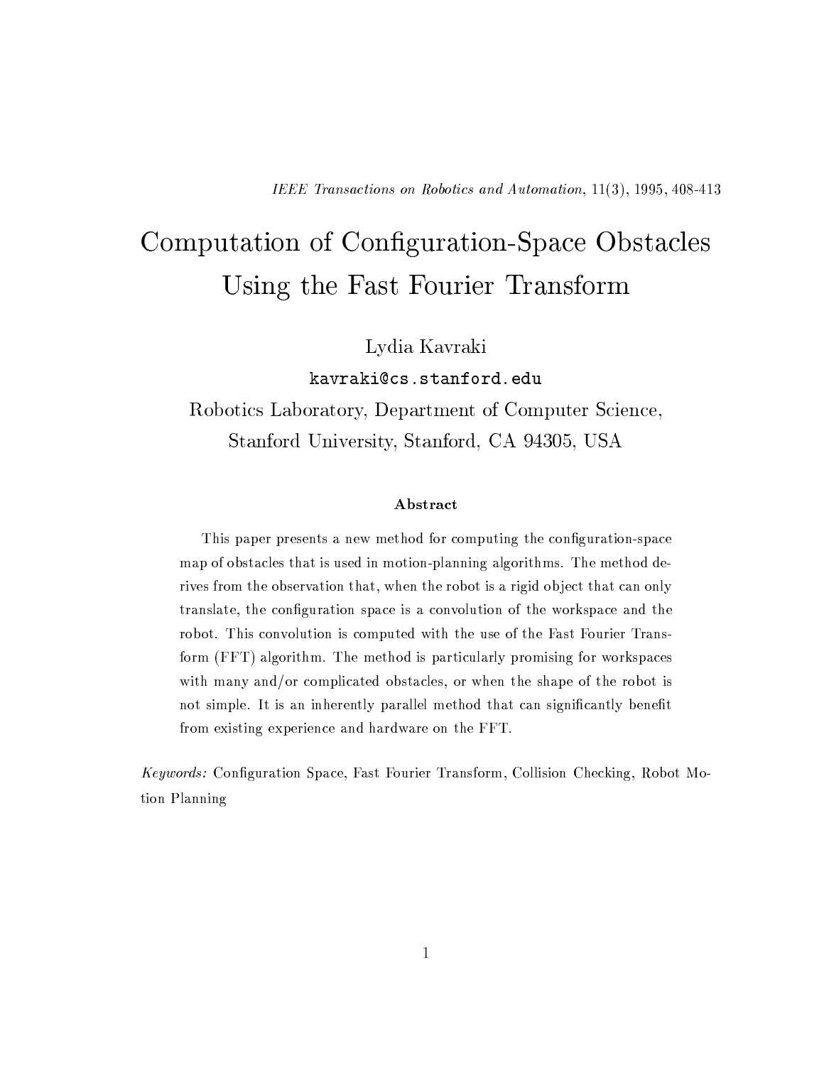*IEEE Transactions on Robotics and Automation*, 11(3), 1995, 408-413

# Computation of Configuration-Space Obstacles Using the Fast Fourier Transform

Lydia Kavraki

`kavraki@cs.stanford.edu`

Robotics Laboratory, Department of Computer Science,
Stanford University, Stanford, CA 94305, USA

### Abstract

This paper presents a new method for computing the configuration-space map of obstacles that is used in motion-planning algorithms. The method derives from the observation that, when the robot is a rigid object that can only translate, the configuration space is a convolution of the workspace and the robot. This convolution is computed with the use of the Fast Fourier Transform (FFT) algorithm. The method is particularly promising for workspaces with many and/or complicated obstacles, or when the shape of the robot is not simple. It is an inherently parallel method that can significantly benefit from existing experience and hardware on the FFT.

*Keywords:* Configuration Space, Fast Fourier Transform, Collision Checking, Robot Motion Planning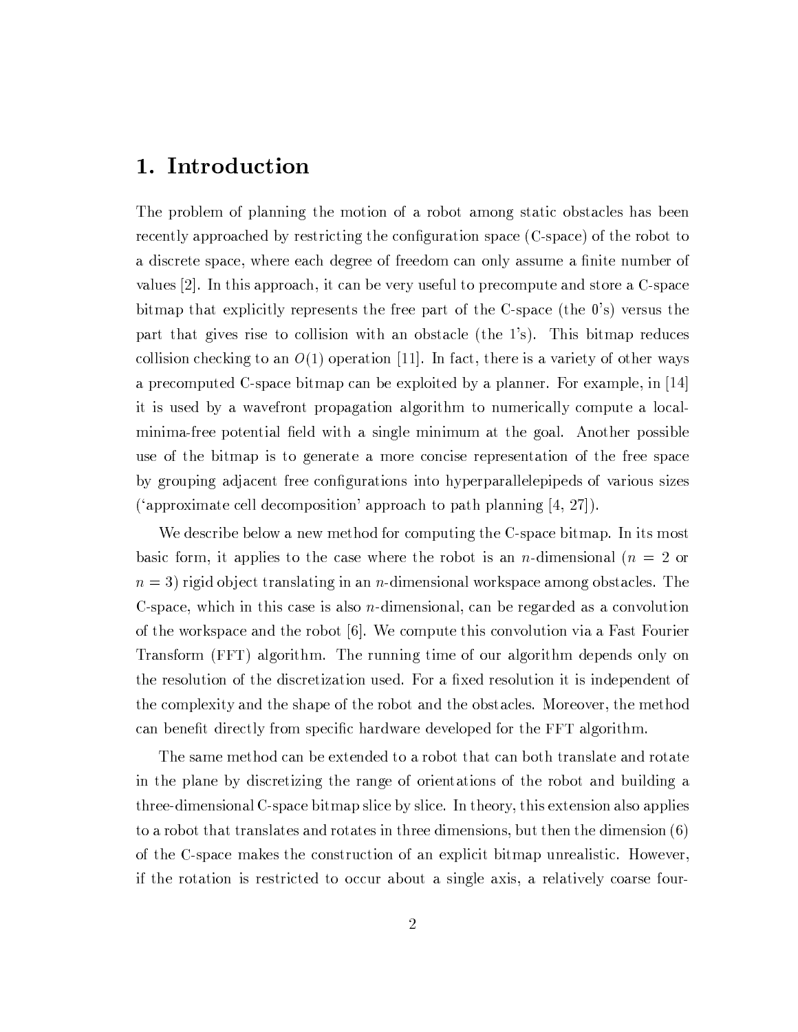# 1. Introduction

The problem of planning the motion of a robot among static obstacles has been recently approached by restricting the configuration space (C-space) of the robot to a discrete space, where each degree of freedom can only assume a finite number of values [2]. In this approach, it can be very useful to precompute and store a C-space bitmap that explicitly represents the free part of the C-space (the 0's) versus the part that gives rise to collision with an obstacle (the 1's). This bitmap reduces collision checking to an $O(1)$ operation [11]. In fact, there is a variety of other ways a precomputed C-space bitmap can be exploited by a planner. For example, in [14] it is used by a wavefront propagation algorithm to numerically compute a local-minima-free potential field with a single minimum at the goal. Another possible use of the bitmap is to generate a more concise representation of the free space by grouping adjacent free configurations into hyperparallelepipeds of various sizes ('approximate cell decomposition' approach to path planning [4, 27]).

We describe below a new method for computing the C-space bitmap. In its most basic form, it applies to the case where the robot is an $n$-dimensional ($n = 2$ or $n = 3$) rigid object translating in an $n$-dimensional workspace among obstacles. The C-space, which in this case is also $n$-dimensional, can be regarded as a convolution of the workspace and the robot [6]. We compute this convolution via a Fast Fourier Transform (FFT) algorithm. The running time of our algorithm depends only on the resolution of the discretization used. For a fixed resolution it is independent of the complexity and the shape of the robot and the obstacles. Moreover, the method can benefit directly from specific hardware developed for the FFT algorithm.

The same method can be extended to a robot that can both translate and rotate in the plane by discretizing the range of orientations of the robot and building a three-dimensional C-space bitmap slice by slice. In theory, this extension also applies to a robot that translates and rotates in three dimensions, but then the dimension (6) of the C-space makes the construction of an explicit bitmap unrealistic. However, if the rotation is restricted to occur about a single axis, a relatively coarse four-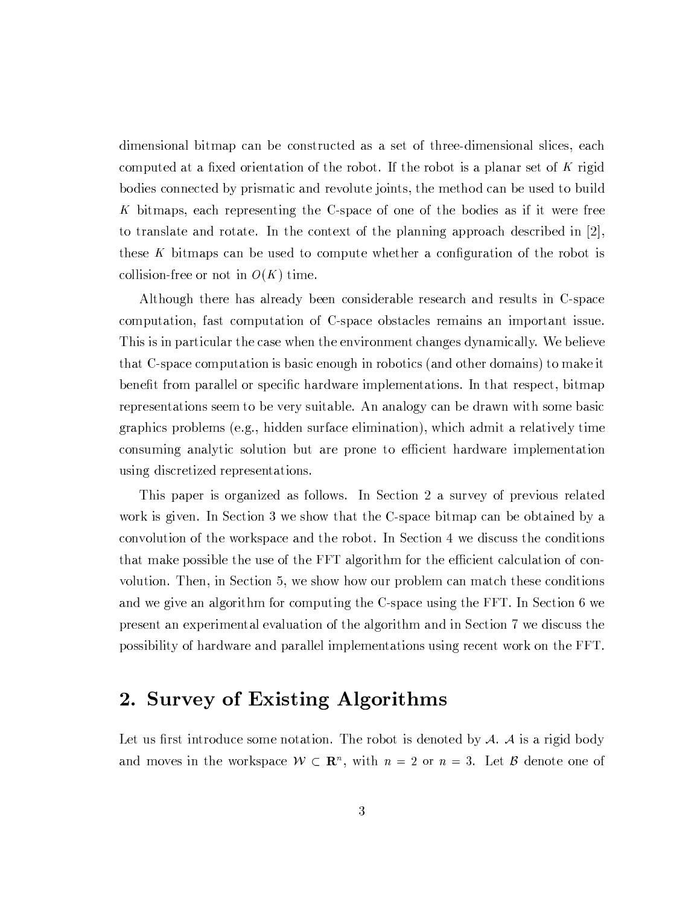dimensional bitmap can be constructed as a set of three-dimensional slices, each computed at a fixed orientation of the robot. If the robot is a planar set of $K$ rigid bodies connected by prismatic and revolute joints, the method can be used to build $K$ bitmaps, each representing the C-space of one of the bodies as if it were free to translate and rotate. In the context of the planning approach described in [2], these $K$ bitmaps can be used to compute whether a configuration of the robot is collision-free or not in $O(K)$ time.

Although there has already been considerable research and results in C-space computation, fast computation of C-space obstacles remains an important issue. This is in particular the case when the environment changes dynamically. We believe that C-space computation is basic enough in robotics (and other domains) to make it benefit from parallel or specific hardware implementations. In that respect, bitmap representations seem to be very suitable. An analogy can be drawn with some basic graphics problems (e.g., hidden surface elimination), which admit a relatively time consuming analytic solution but are prone to efficient hardware implementation using discretized representations.

This paper is organized as follows. In Section 2 a survey of previous related work is given. In Section 3 we show that the C-space bitmap can be obtained by a convolution of the workspace and the robot. In Section 4 we discuss the conditions that make possible the use of the FFT algorithm for the efficient calculation of convolution. Then, in Section 5, we show how our problem can match these conditions and we give an algorithm for computing the C-space using the FFT. In Section 6 we present an experimental evaluation of the algorithm and in Section 7 we discuss the possibility of hardware and parallel implementations using recent work on the FFT.

## 2. Survey of Existing Algorithms

Let us first introduce some notation. The robot is denoted by $\mathcal{A}$. $\mathcal{A}$ is a rigid body and moves in the workspace $\mathcal{W} \subset \mathbf{R}^n$, with $n = 2$ or $n = 3$. Let $\mathcal{B}$ denote one of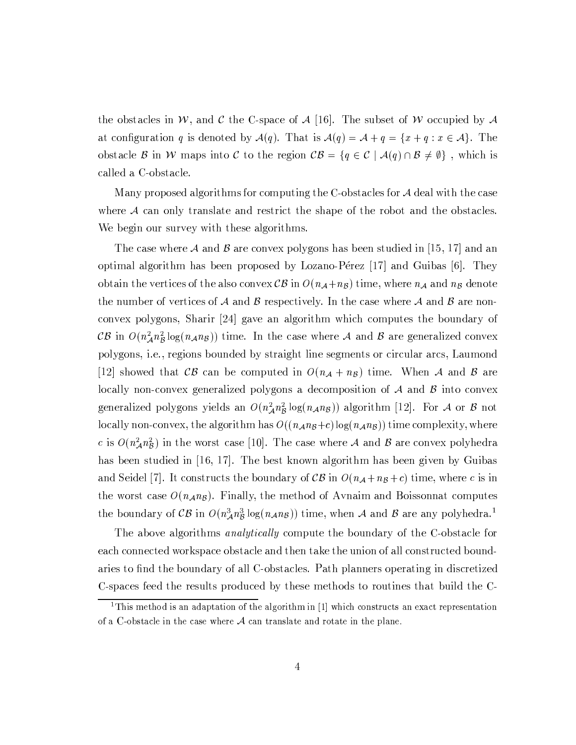the obstacles in $\mathcal{W}$, and $\mathcal{C}$ the C-space of $\mathcal{A}$ [16]. The subset of $\mathcal{W}$ occupied by $\mathcal{A}$ at configuration $q$ is denoted by $\mathcal{A}(q)$. That is $\mathcal{A}(q) = \mathcal{A} + q = \{x + q : x \in \mathcal{A}\}$. The obstacle $\mathcal{B}$ in $\mathcal{W}$ maps into $\mathcal{C}$ to the region $\mathcal{CB} = \{q \in \mathcal{C} \mid \mathcal{A}(q) \cap \mathcal{B} \neq \emptyset\}$ , which is called a C-obstacle.

Many proposed algorithms for computing the C-obstacles for $\mathcal{A}$ deal with the case where $\mathcal{A}$ can only translate and restrict the shape of the robot and the obstacles. We begin our survey with these algorithms.

The case where $\mathcal{A}$ and $\mathcal{B}$ are convex polygons has been studied in [15, 17] and an optimal algorithm has been proposed by Lozano-Pérez [17] and Guibas [6]. They obtain the vertices of the also convex $\mathcal{CB}$ in $O(n_\mathcal{A} + n_\mathcal{B})$ time, where $n_\mathcal{A}$ and $n_\mathcal{B}$ denote the number of vertices of $\mathcal{A}$ and $\mathcal{B}$ respectively. In the case where $\mathcal{A}$ and $\mathcal{B}$ are non-convex polygons, Sharir [24] gave an algorithm which computes the boundary of $\mathcal{CB}$ in $O(n_\mathcal{A}^2 n_\mathcal{B}^2 \log(n_\mathcal{A} n_\mathcal{B}))$ time. In the case where $\mathcal{A}$ and $\mathcal{B}$ are generalized convex polygons, i.e., regions bounded by straight line segments or circular arcs, Laumond [12] showed that $\mathcal{CB}$ can be computed in $O(n_\mathcal{A} + n_\mathcal{B})$ time. When $\mathcal{A}$ and $\mathcal{B}$ are locally non-convex generalized polygons a decomposition of $\mathcal{A}$ and $\mathcal{B}$ into convex generalized polygons yields an $O(n_\mathcal{A}^2 n_\mathcal{B}^2 \log(n_\mathcal{A} n_\mathcal{B}))$ algorithm [12]. For $\mathcal{A}$ or $\mathcal{B}$ not locally non-convex, the algorithm has $O((n_\mathcal{A} n_\mathcal{B} + c) \log(n_\mathcal{A} n_\mathcal{B}))$ time complexity, where $c$ is $O(n_\mathcal{A}^2 n_\mathcal{B}^2)$ in the worst case [10]. The case where $\mathcal{A}$ and $\mathcal{B}$ are convex polyhedra has been studied in [16, 17]. The best known algorithm has been given by Guibas and Seidel [7]. It constructs the boundary of $\mathcal{CB}$ in $O(n_\mathcal{A} + n_\mathcal{B} + c)$ time, where $c$ is in the worst case $O(n_\mathcal{A} n_\mathcal{B})$. Finally, the method of Avnaim and Boissonnat computes the boundary of $\mathcal{CB}$ in $O(n_\mathcal{A}^3 n_\mathcal{B}^3 \log(n_\mathcal{A} n_\mathcal{B}))$ time, when $\mathcal{A}$ and $\mathcal{B}$ are any polyhedra.[1]

The above algorithms *analytically* compute the boundary of the C-obstacle for each connected workspace obstacle and then take the union of all constructed boundaries to find the boundary of all C-obstacles. Path planners operating in discretized C-spaces feed the results produced by these methods to routines that build the C-

[1] This method is an adaptation of the algorithm in [1] which constructs an exact representation of a C-obstacle in the case where $\mathcal{A}$ can translate and rotate in the plane.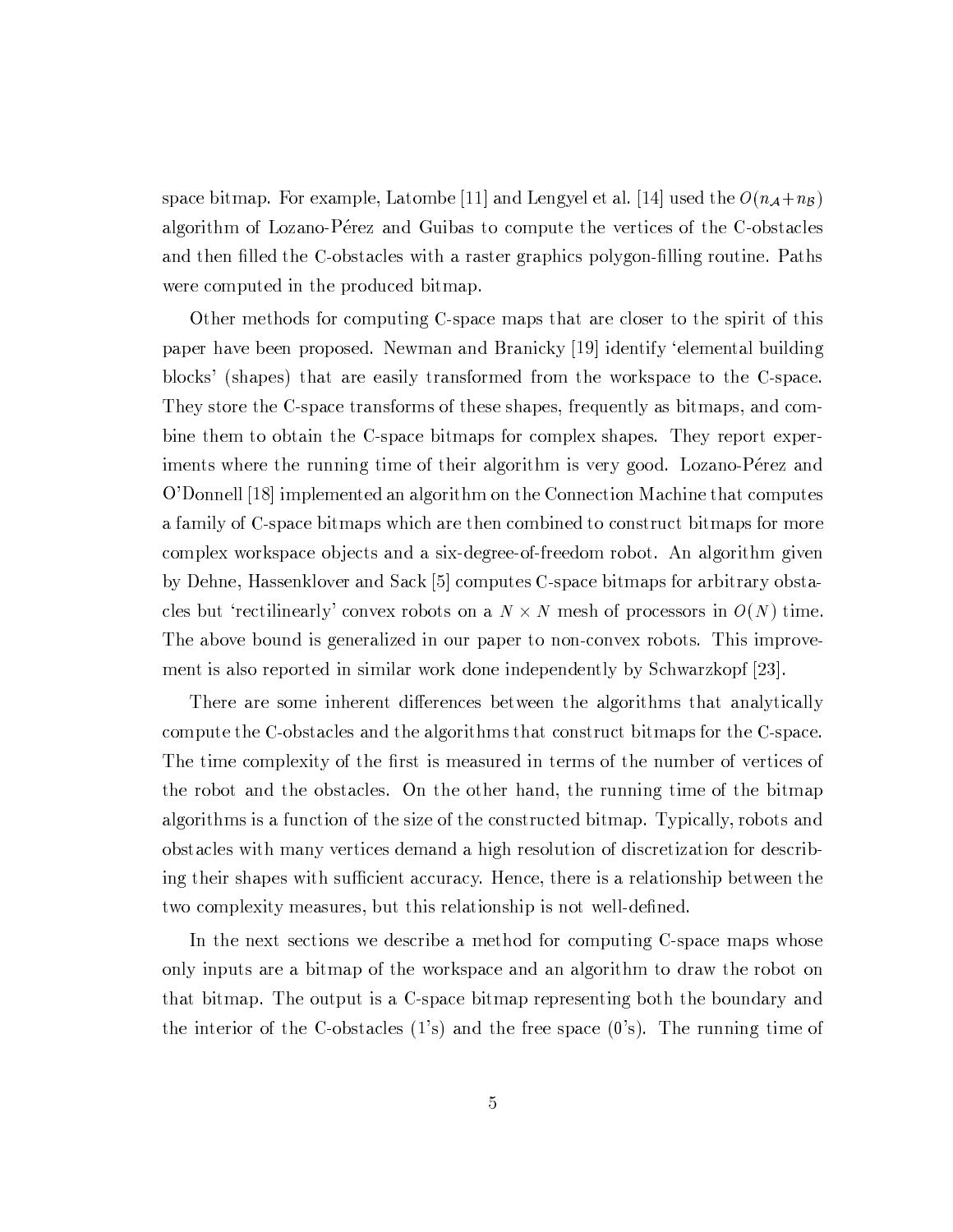space bitmap. For example, Latombe [11] and Lengyel et al. [14] used the $O(n_{\mathcal{A}}+n_{\mathcal{B}})$ algorithm of Lozano-Pérez and Guibas to compute the vertices of the C-obstacles and then filled the C-obstacles with a raster graphics polygon-filling routine. Paths were computed in the produced bitmap.

Other methods for computing C-space maps that are closer to the spirit of this paper have been proposed. Newman and Branicky [19] identify 'elemental building blocks' (shapes) that are easily transformed from the workspace to the C-space. They store the C-space transforms of these shapes, frequently as bitmaps, and combine them to obtain the C-space bitmaps for complex shapes. They report experiments where the running time of their algorithm is very good. Lozano-Pérez and O'Donnell [18] implemented an algorithm on the Connection Machine that computes a family of C-space bitmaps which are then combined to construct bitmaps for more complex workspace objects and a six-degree-of-freedom robot. An algorithm given by Dehne, Hassenklover and Sack [5] computes C-space bitmaps for arbitrary obstacles but 'rectilinearly' convex robots on a $N \times N$ mesh of processors in $O(N)$ time. The above bound is generalized in our paper to non-convex robots. This improvement is also reported in similar work done independently by Schwarzkopf [23].

There are some inherent differences between the algorithms that analytically compute the C-obstacles and the algorithms that construct bitmaps for the C-space. The time complexity of the first is measured in terms of the number of vertices of the robot and the obstacles. On the other hand, the running time of the bitmap algorithms is a function of the size of the constructed bitmap. Typically, robots and obstacles with many vertices demand a high resolution of discretization for describing their shapes with sufficient accuracy. Hence, there is a relationship between the two complexity measures, but this relationship is not well-defined.

In the next sections we describe a method for computing C-space maps whose only inputs are a bitmap of the workspace and an algorithm to draw the robot on that bitmap. The output is a C-space bitmap representing both the boundary and the interior of the C-obstacles (1's) and the free space (0's). The running time of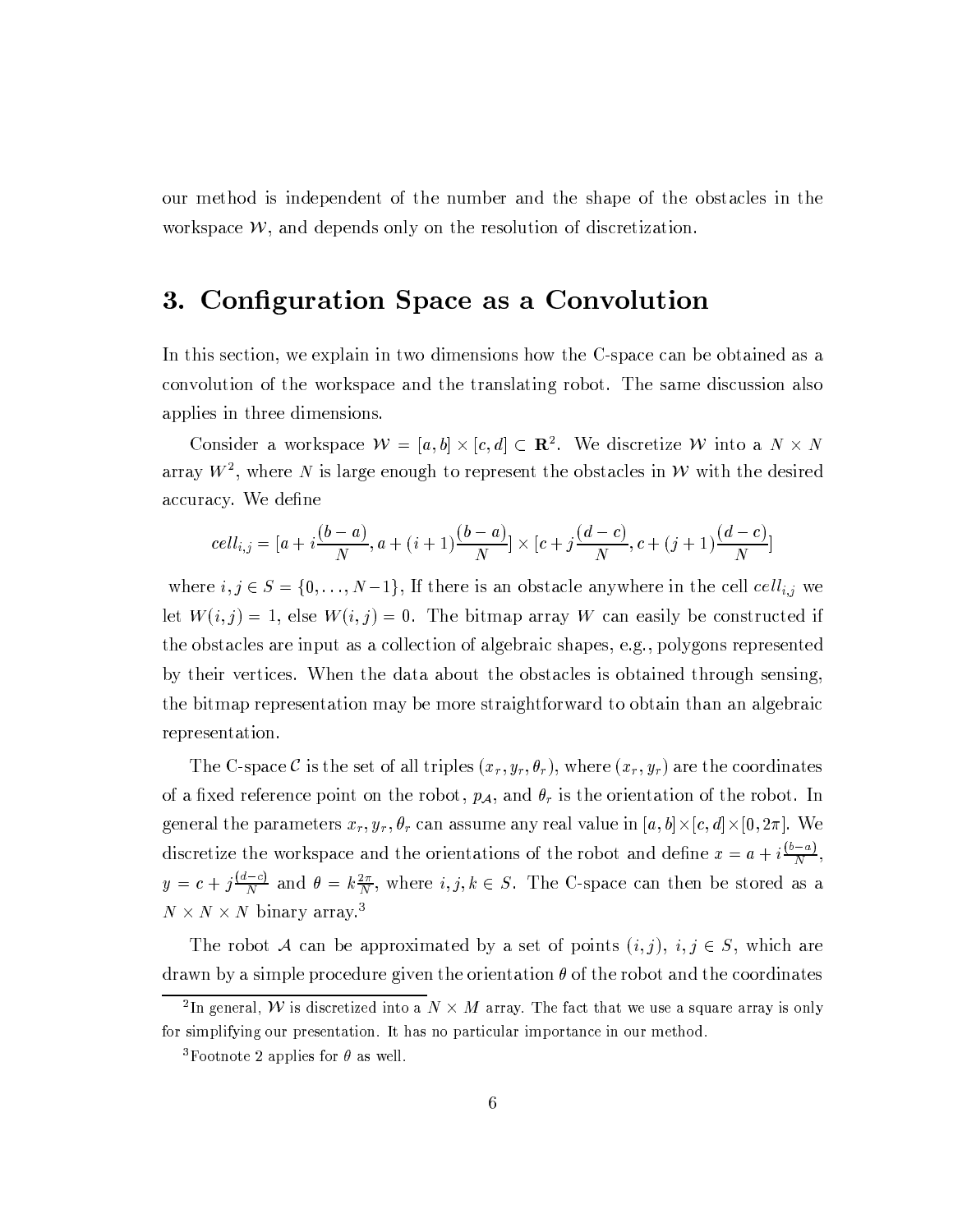our method is independent of the number and the shape of the obstacles in the workspace $\mathcal{W}$, and depends only on the resolution of discretization.

## 3. Configuration Space as a Convolution

In this section, we explain in two dimensions how the C-space can be obtained as a convolution of the workspace and the translating robot. The same discussion also applies in three dimensions.

Consider a workspace $\mathcal{W} = [a, b] \times [c, d] \subset \mathbf{R}^2$. We discretize $\mathcal{W}$ into a $N \times N$ array $W$[2], where $N$ is large enough to represent the obstacles in $\mathcal{W}$ with the desired accuracy. We define

$$cell_{i,j} = [a + i\frac{(b-a)}{N}, a + (i+1)\frac{(b-a)}{N}] \times [c + j\frac{(d-c)}{N}, c + (j+1)\frac{(d-c)}{N}]$$

where $i, j \in S = \{0, \ldots, N-1\}$, If there is an obstacle anywhere in the cell $cell_{i,j}$ we let $W(i, j) = 1$, else $W(i, j) = 0$. The bitmap array $W$ can easily be constructed if the obstacles are input as a collection of algebraic shapes, e.g., polygons represented by their vertices. When the data about the obstacles is obtained through sensing, the bitmap representation may be more straightforward to obtain than an algebraic representation.

The C-space $\mathcal{C}$ is the set of all triples $(x_r, y_r, \theta_r)$, where $(x_r, y_r)$ are the coordinates of a fixed reference point on the robot, $p_{\mathcal{A}}$, and $\theta_r$ is the orientation of the robot. In general the parameters $x_r, y_r, \theta_r$ can assume any real value in $[a, b] \times [c, d] \times [0, 2\pi]$. We discretize the workspace and the orientations of the robot and define $x = a + i\frac{(b-a)}{N}$, $y = c + j\frac{(d-c)}{N}$ and $\theta = k\frac{2\pi}{N}$, where $i, j, k \in S$. The C-space can then be stored as a $N \times N \times N$ binary array.[3]

The robot $\mathcal{A}$ can be approximated by a set of points $(i, j)$, $i, j \in S$, which are drawn by a simple procedure given the orientation $\theta$ of the robot and the coordinates

---

[2] In general, $\mathcal{W}$ is discretized into a $N \times M$ array. The fact that we use a square array is only for simplifying our presentation. It has no particular importance in our method.

[3] Footnote 2 applies for $\theta$ as well.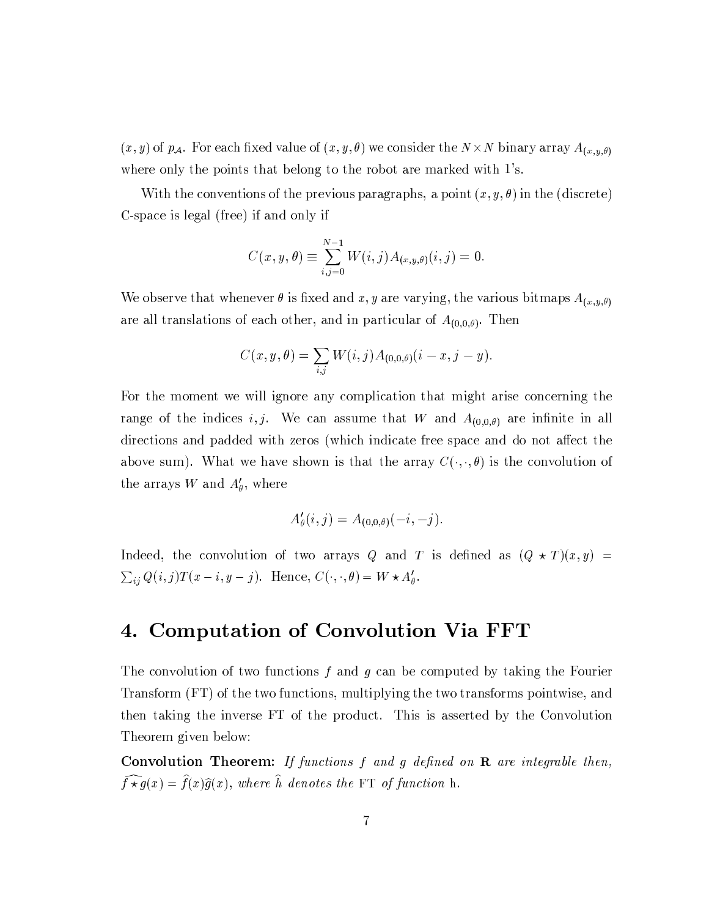$(x, y)$ of $p_{\mathcal{A}}$. For each fixed value of $(x, y, \theta)$ we consider the $N \times N$ binary array $A_{(x,y,\theta)}$ where only the points that belong to the robot are marked with 1's.

With the conventions of the previous paragraphs, a point $(x, y, \theta)$ in the (discrete) C-space is legal (free) if and only if

$$C(x, y, \theta) \equiv \sum_{i,j=0}^{N-1} W(i, j) A_{(x,y,\theta)}(i, j) = 0.$$

We observe that whenever $\theta$ is fixed and $x, y$ are varying, the various bitmaps $A_{(x,y,\theta)}$ are all translations of each other, and in particular of $A_{(0,0,\theta)}$. Then

$$C(x, y, \theta) = \sum_{i,j} W(i, j) A_{(0,0,\theta)}(i - x, j - y).$$

For the moment we will ignore any complication that might arise concerning the range of the indices $i, j$. We can assume that $W$ and $A_{(0,0,\theta)}$ are infinite in all directions and padded with zeros (which indicate free space and do not affect the above sum). What we have shown is that the array $C(\cdot, \cdot, \theta)$ is the convolution of the arrays $W$ and $A'_\theta$, where

$$A'_\theta(i, j) = A_{(0,0,\theta)}(-i, -j).$$

Indeed, the convolution of two arrays $Q$ and $T$ is defined as $(Q \star T)(x, y) = \sum_{ij} Q(i, j) T(x - i, y - j)$. Hence, $C(\cdot, \cdot, \theta) = W \star A'_\theta$.

## 4. Computation of Convolution Via FFT

The convolution of two functions $f$ and $g$ can be computed by taking the Fourier Transform (FT) of the two functions, multiplying the two transforms pointwise, and then taking the inverse FT of the product. This is asserted by the Convolution Theorem given below:

**Convolution Theorem:** *If functions $f$ and $g$ defined on* $\mathbf{R}$ *are integrable then,* $\widehat{f \star g}(x) = \widehat{f}(x)\widehat{g}(x)$, *where $\widehat{h}$ denotes the* FT *of function* h.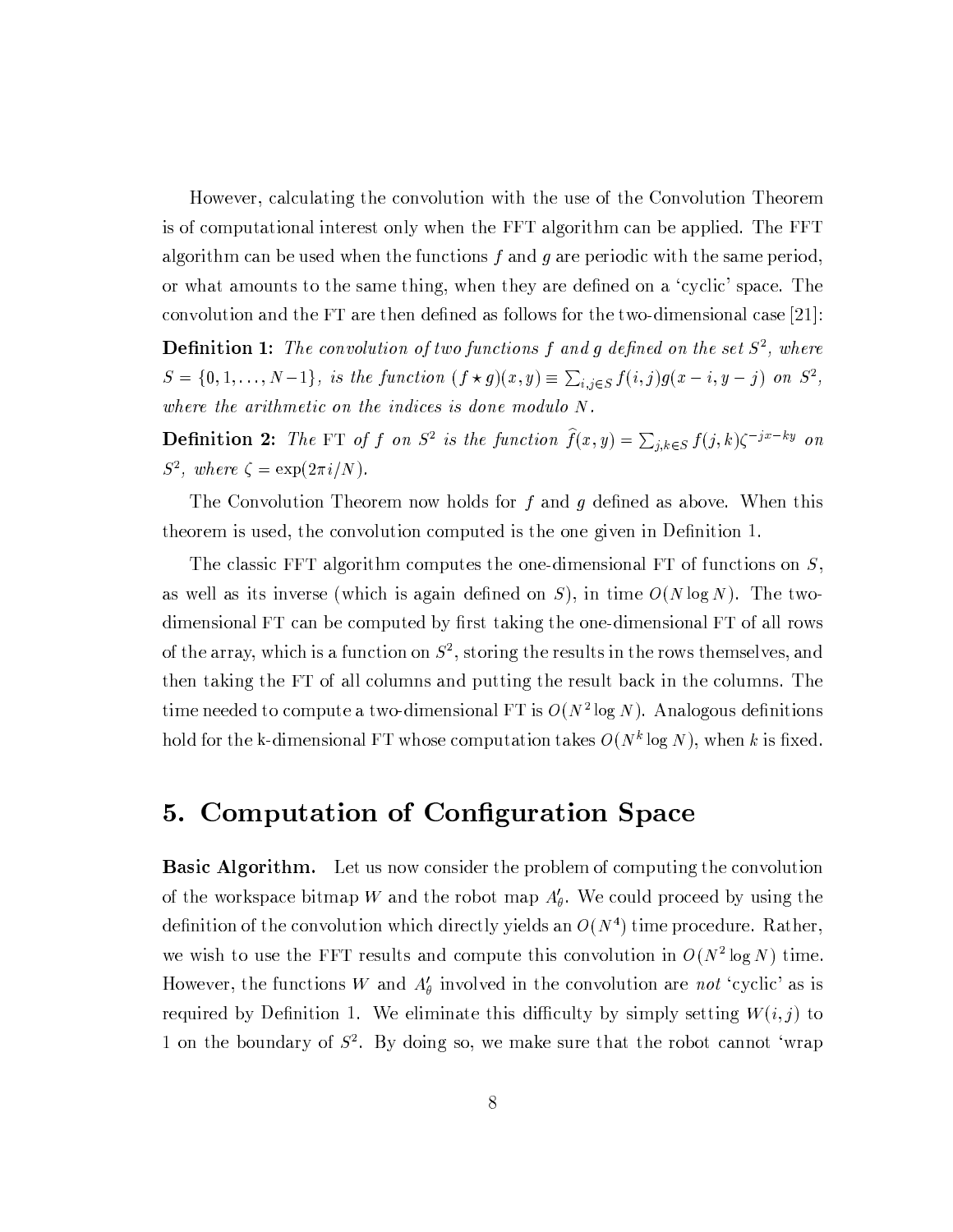However, calculating the convolution with the use of the Convolution Theorem is of computational interest only when the FFT algorithm can be applied. The FFT algorithm can be used when the functions $f$ and $g$ are periodic with the same period, or what amounts to the same thing, when they are defined on a 'cyclic' space. The convolution and the FT are then defined as follows for the two-dimensional case [21]:

**Definition 1:** *The convolution of two functions $f$ and $g$ defined on the set $S^2$, where $S = \{0, 1, \ldots, N-1\}$, is the function $(f \star g)(x, y) \equiv \sum_{i,j \in S} f(i, j) g(x - i, y - j)$ on $S^2$, where the arithmetic on the indices is done modulo $N$.*

**Definition 2:** *The FT of $f$ on $S^2$ is the function $\widehat{f}(x, y) = \sum_{j,k \in S} f(j, k) \zeta^{-jx-ky}$ on $S^2$, where $\zeta = \exp(2\pi i / N)$.*

The Convolution Theorem now holds for $f$ and $g$ defined as above. When this theorem is used, the convolution computed is the one given in Definition 1.

The classic FFT algorithm computes the one-dimensional FT of functions on $S$, as well as its inverse (which is again defined on $S$), in time $O(N \log N)$. The two-dimensional FT can be computed by first taking the one-dimensional FT of all rows of the array, which is a function on $S^2$, storing the results in the rows themselves, and then taking the FT of all columns and putting the result back in the columns. The time needed to compute a two-dimensional FT is $O(N^2 \log N)$. Analogous definitions hold for the k-dimensional FT whose computation takes $O(N^k \log N)$, when $k$ is fixed.

## 5. Computation of Configuration Space

**Basic Algorithm.** Let us now consider the problem of computing the convolution of the workspace bitmap $W$ and the robot map $A'_\theta$. We could proceed by using the definition of the convolution which directly yields an $O(N^4)$ time procedure. Rather, we wish to use the FFT results and compute this convolution in $O(N^2 \log N)$ time. However, the functions $W$ and $A'_\theta$ involved in the convolution are *not* 'cyclic' as is required by Definition 1. We eliminate this difficulty by simply setting $W(i, j)$ to 1 on the boundary of $S^2$. By doing so, we make sure that the robot cannot 'wrap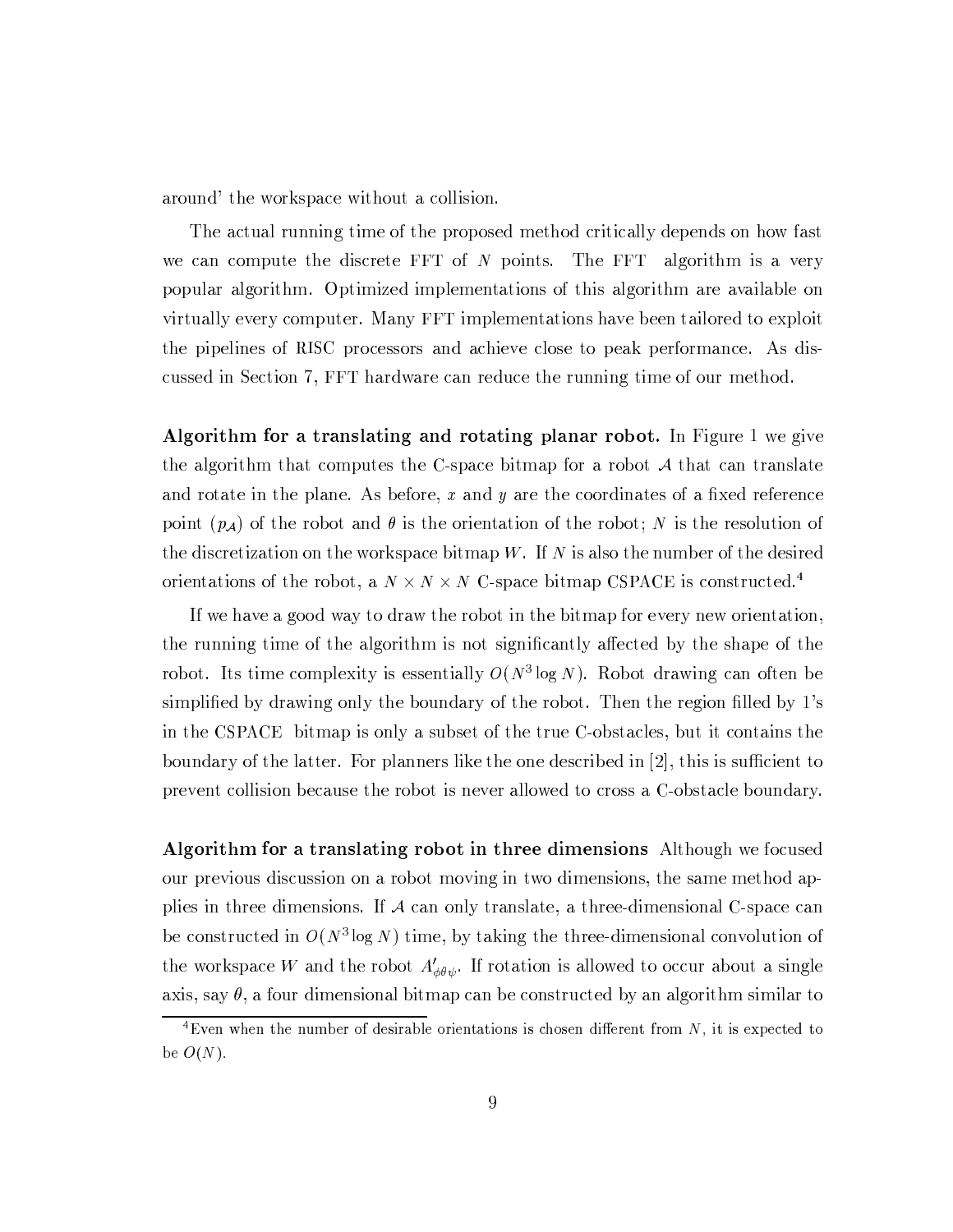around' the workspace without a collision.

The actual running time of the proposed method critically depends on how fast we can compute the discrete FFT of $N$ points. The FFT algorithm is a very popular algorithm. Optimized implementations of this algorithm are available on virtually every computer. Many FFT implementations have been tailored to exploit the pipelines of RISC processors and achieve close to peak performance. As discussed in Section 7, FFT hardware can reduce the running time of our method.

**Algorithm for a translating and rotating planar robot.** In Figure 1 we give the algorithm that computes the C-space bitmap for a robot $\mathcal{A}$ that can translate and rotate in the plane. As before, $x$ and $y$ are the coordinates of a fixed reference point ($p_{\mathcal{A}}$) of the robot and $\theta$ is the orientation of the robot; $N$ is the resolution of the discretization on the workspace bitmap $W$. If $N$ is also the number of the desired orientations of the robot, a $N \times N \times N$ C-space bitmap CSPACE is constructed.[4]

If we have a good way to draw the robot in the bitmap for every new orientation, the running time of the algorithm is not significantly affected by the shape of the robot. Its time complexity is essentially $O(N^3 \log N)$. Robot drawing can often be simplified by drawing only the boundary of the robot. Then the region filled by 1's in the CSPACE bitmap is only a subset of the true C-obstacles, but it contains the boundary of the latter. For planners like the one described in [2], this is sufficient to prevent collision because the robot is never allowed to cross a C-obstacle boundary.

**Algorithm for a translating robot in three dimensions** Although we focused our previous discussion on a robot moving in two dimensions, the same method applies in three dimensions. If $\mathcal{A}$ can only translate, a three-dimensional C-space can be constructed in $O(N^3 \log N)$ time, by taking the three-dimensional convolution of the workspace $W$ and the robot $A'_{\phi\theta\psi}$. If rotation is allowed to occur about a single axis, say $\theta$, a four dimensional bitmap can be constructed by an algorithm similar to

[4] Even when the number of desirable orientations is chosen different from $N$, it is expected to be $O(N)$.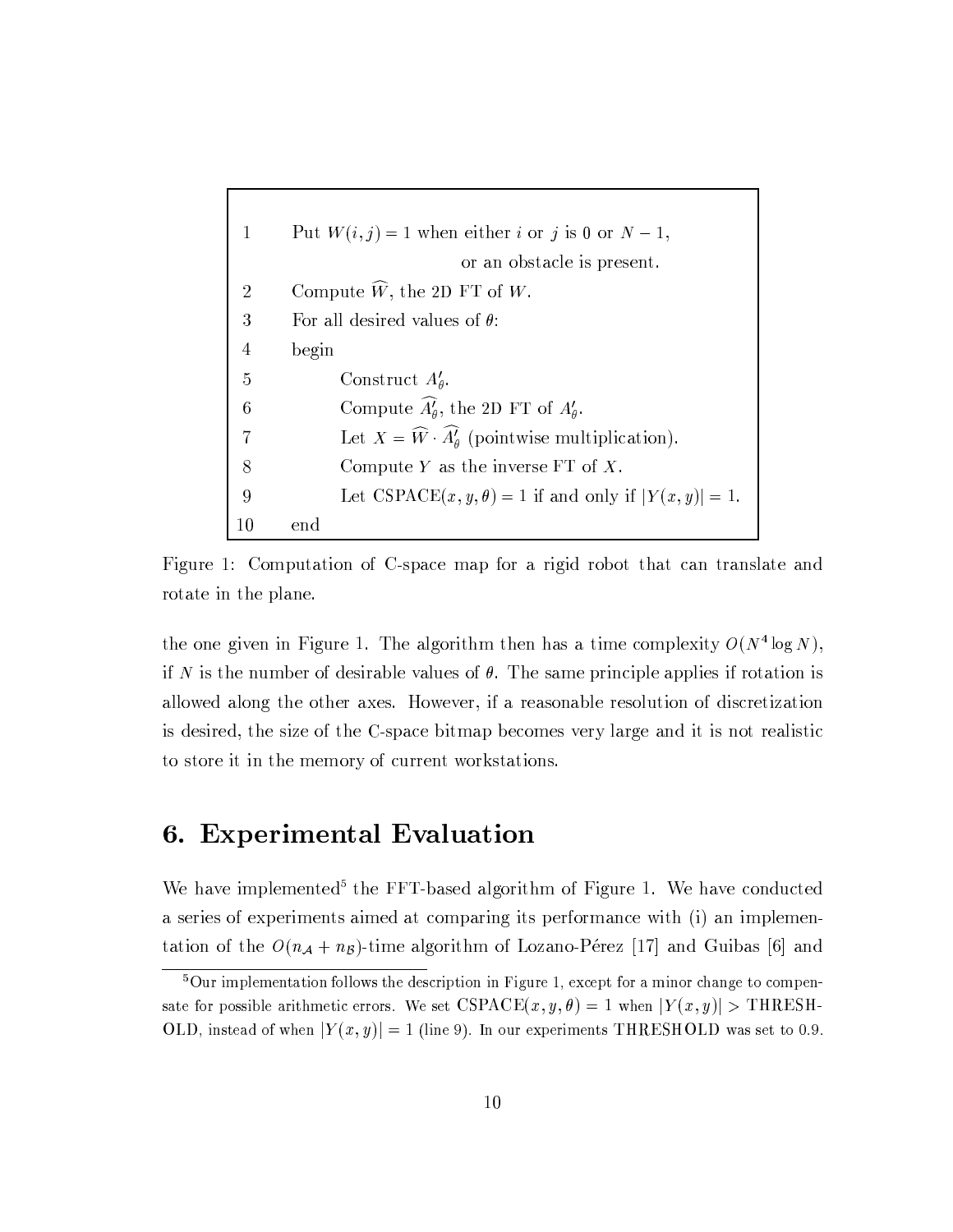```
1    Put W(i,j) = 1 when either i or j is 0 or N − 1,
                    or an obstacle is present.
2    Compute Ŵ, the 2D FT of W.
3    For all desired values of θ:
4    begin
5        Construct A'_θ.
6        Compute Â'_θ, the 2D FT of A'_θ.
7        Let X = Ŵ · Â'_θ (pointwise multiplication).
8        Compute Y as the inverse FT of X.
9        Let CSPACE(x, y, θ) = 1 if and only if |Y(x, y)| = 1.
10   end
```

Figure 1: Computation of C-space map for a rigid robot that can translate and rotate in the plane.

the one given in Figure 1. The algorithm then has a time complexity $O(N^4 \log N)$, if $N$ is the number of desirable values of $\theta$. The same principle applies if rotation is allowed along the other axes. However, if a reasonable resolution of discretization is desired, the size of the C-space bitmap becomes very large and it is not realistic to store it in the memory of current workstations.

## 6. Experimental Evaluation

We have implemented[5] the FFT-based algorithm of Figure 1. We have conducted a series of experiments aimed at comparing its performance with (i) an implementation of the $O(n_{\mathcal{A}} + n_{\mathcal{B}})$-time algorithm of Lozano-Pérez [17] and Guibas [6] and

[5] Our implementation follows the description in Figure 1, except for a minor change to compensate for possible arithmetic errors. We set $\text{CSPACE}(x, y, \theta) = 1$ when $|Y(x, y)| > \text{THRESHOLD}$, instead of when $|Y(x, y)| = 1$ (line 9). In our experiments THRESHOLD was set to 0.9.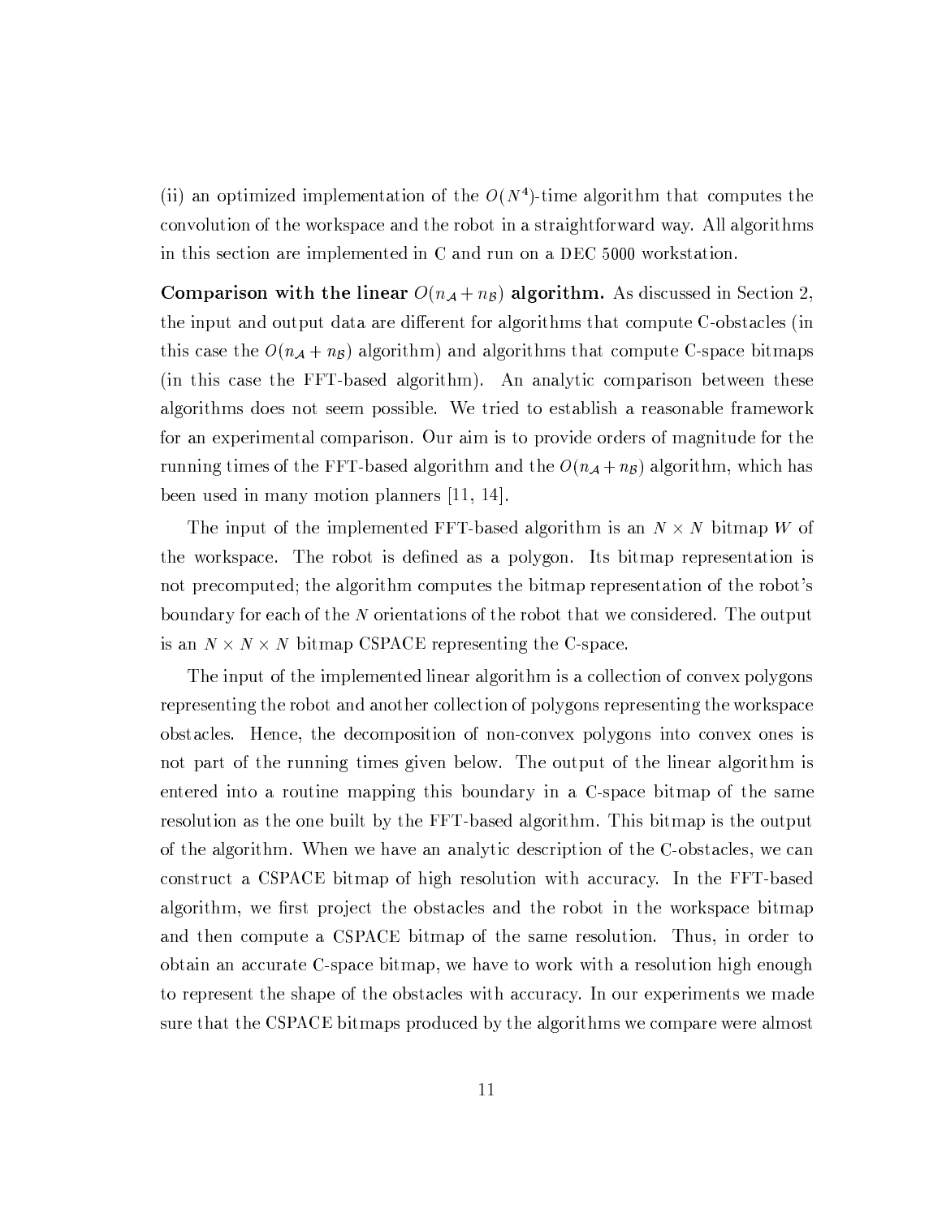(ii) an optimized implementation of the $O(N^4)$-time algorithm that computes the convolution of the workspace and the robot in a straightforward way. All algorithms in this section are implemented in C and run on a DEC 5000 workstation.

**Comparison with the linear $O(n_{\mathcal{A}} + n_{\mathcal{B}})$ algorithm.** As discussed in Section 2, the input and output data are different for algorithms that compute C-obstacles (in this case the $O(n_{\mathcal{A}} + n_{\mathcal{B}})$ algorithm) and algorithms that compute C-space bitmaps (in this case the FFT-based algorithm). An analytic comparison between these algorithms does not seem possible. We tried to establish a reasonable framework for an experimental comparison. Our aim is to provide orders of magnitude for the running times of the FFT-based algorithm and the $O(n_{\mathcal{A}} + n_{\mathcal{B}})$ algorithm, which has been used in many motion planners [11, 14].

The input of the implemented FFT-based algorithm is an $N \times N$ bitmap $W$ of the workspace. The robot is defined as a polygon. Its bitmap representation is not precomputed; the algorithm computes the bitmap representation of the robot's boundary for each of the $N$ orientations of the robot that we considered. The output is an $N \times N \times N$ bitmap CSPACE representing the C-space.

The input of the implemented linear algorithm is a collection of convex polygons representing the robot and another collection of polygons representing the workspace obstacles. Hence, the decomposition of non-convex polygons into convex ones is not part of the running times given below. The output of the linear algorithm is entered into a routine mapping this boundary in a C-space bitmap of the same resolution as the one built by the FFT-based algorithm. This bitmap is the output of the algorithm. When we have an analytic description of the C-obstacles, we can construct a CSPACE bitmap of high resolution with accuracy. In the FFT-based algorithm, we first project the obstacles and the robot in the workspace bitmap and then compute a CSPACE bitmap of the same resolution. Thus, in order to obtain an accurate C-space bitmap, we have to work with a resolution high enough to represent the shape of the obstacles with accuracy. In our experiments we made sure that the CSPACE bitmaps produced by the algorithms we compare were almost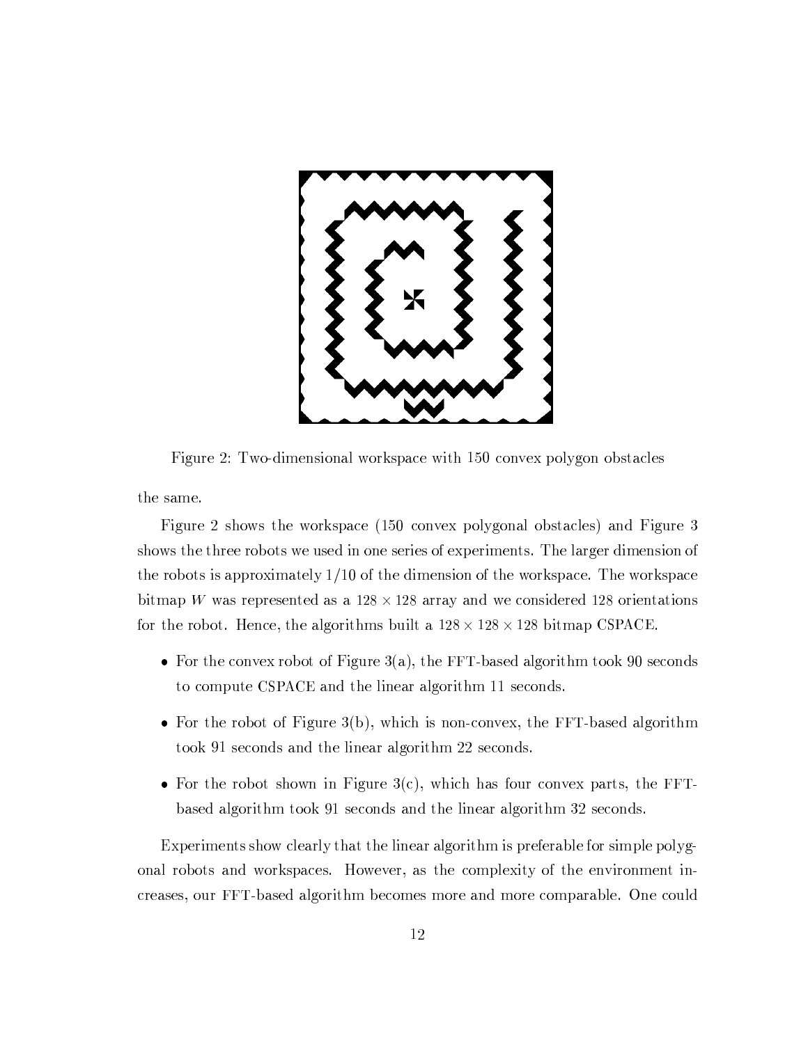Figure 2: Two-dimensional workspace with 150 convex polygon obstacles

the same.

Figure 2 shows the workspace (150 convex polygonal obstacles) and Figure 3 shows the three robots we used in one series of experiments. The larger dimension of the robots is approximately $1/10$ of the dimension of the workspace. The workspace bitmap $W$ was represented as a $128 \times 128$ array and we considered 128 orientations for the robot. Hence, the algorithms built a $128 \times 128 \times 128$ bitmap CSPACE.

- For the convex robot of Figure 3(a), the FFT-based algorithm took 90 seconds to compute CSPACE and the linear algorithm 11 seconds.
- For the robot of Figure 3(b), which is non-convex, the FFT-based algorithm took 91 seconds and the linear algorithm 22 seconds.
- For the robot shown in Figure 3(c), which has four convex parts, the FFT-based algorithm took 91 seconds and the linear algorithm 32 seconds.

Experiments show clearly that the linear algorithm is preferable for simple polygonal robots and workspaces. However, as the complexity of the environment increases, our FFT-based algorithm becomes more and more comparable. One could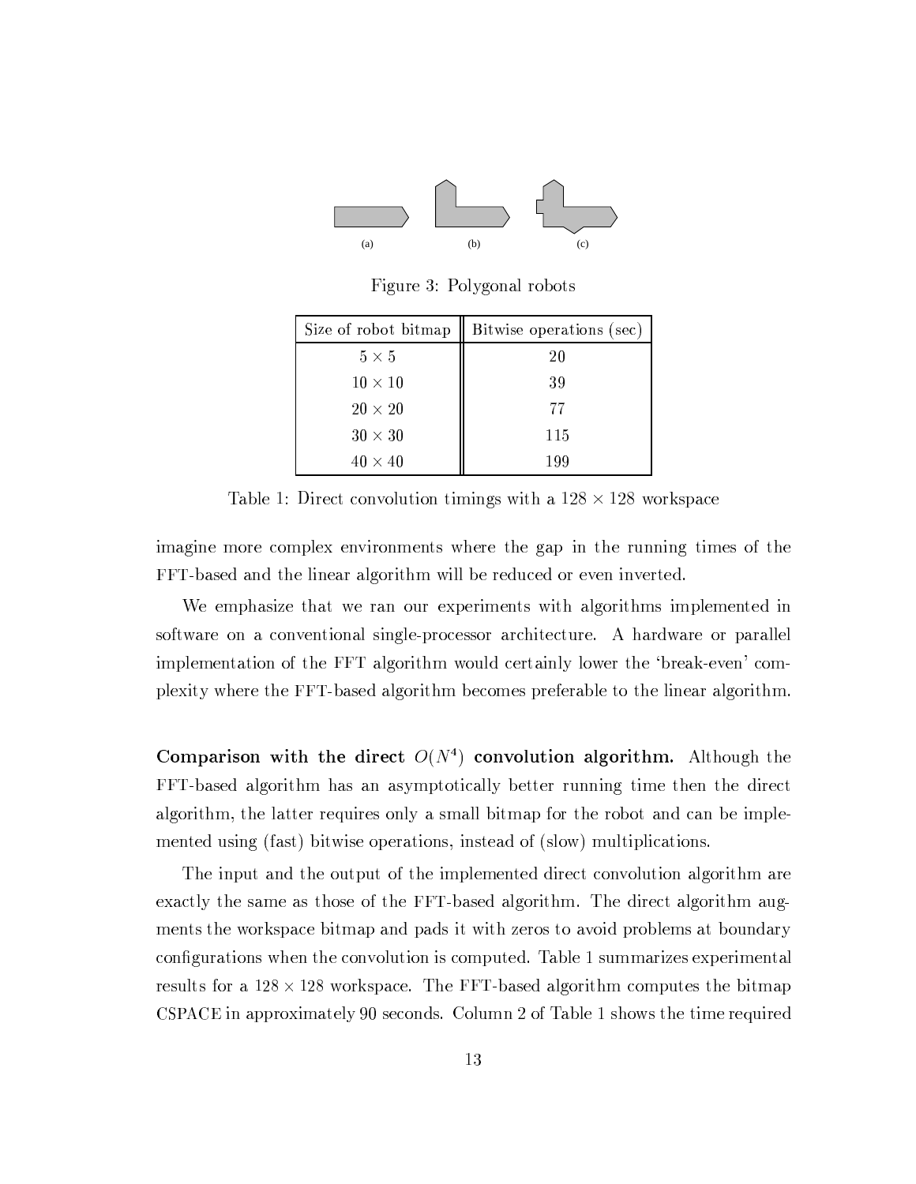(a) (b) (c)

Figure 3: Polygonal robots

| Size of robot bitmap | Bitwise operations (sec) |
|---|---|
| $5 \times 5$ | 20 |
| $10 \times 10$ | 39 |
| $20 \times 20$ | 77 |
| $30 \times 30$ | 115 |
| $40 \times 40$ | 199 |

Table 1: Direct convolution timings with a $128 \times 128$ workspace

imagine more complex environments where the gap in the running times of the FFT-based and the linear algorithm will be reduced or even inverted.

We emphasize that we ran our experiments with algorithms implemented in software on a conventional single-processor architecture. A hardware or parallel implementation of the FFT algorithm would certainly lower the 'break-even' complexity where the FFT-based algorithm becomes preferable to the linear algorithm.

**Comparison with the direct $O(N^4)$ convolution algorithm.** Although the FFT-based algorithm has an asymptotically better running time then the direct algorithm, the latter requires only a small bitmap for the robot and can be implemented using (fast) bitwise operations, instead of (slow) multiplications.

The input and the output of the implemented direct convolution algorithm are exactly the same as those of the FFT-based algorithm. The direct algorithm augments the workspace bitmap and pads it with zeros to avoid problems at boundary configurations when the convolution is computed. Table 1 summarizes experimental results for a $128 \times 128$ workspace. The FFT-based algorithm computes the bitmap CSPACE in approximately 90 seconds. Column 2 of Table 1 shows the time required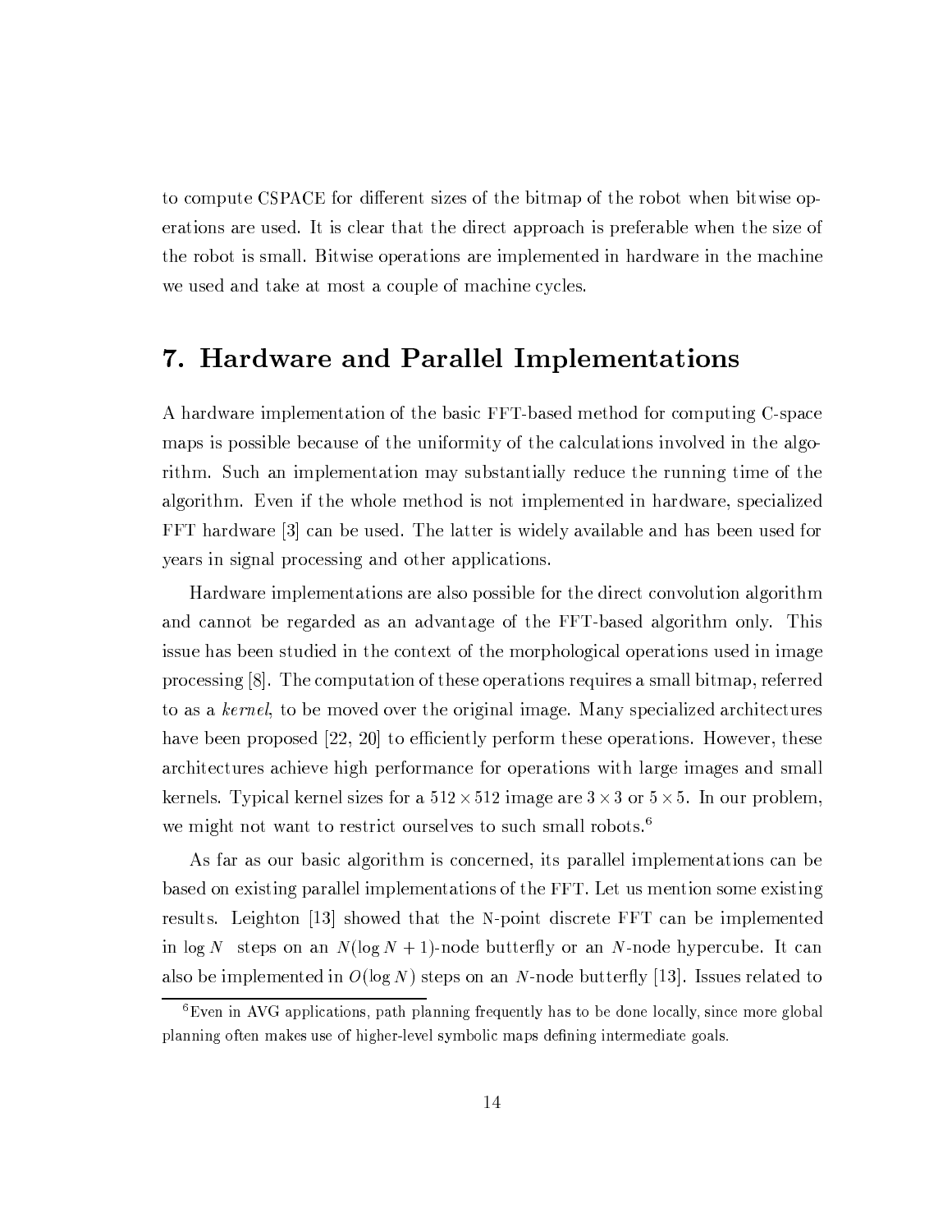to compute CSPACE for different sizes of the bitmap of the robot when bitwise operations are used. It is clear that the direct approach is preferable when the size of the robot is small. Bitwise operations are implemented in hardware in the machine we used and take at most a couple of machine cycles.

## 7. Hardware and Parallel Implementations

A hardware implementation of the basic FFT-based method for computing C-space maps is possible because of the uniformity of the calculations involved in the algorithm. Such an implementation may substantially reduce the running time of the algorithm. Even if the whole method is not implemented in hardware, specialized FFT hardware [3] can be used. The latter is widely available and has been used for years in signal processing and other applications.

Hardware implementations are also possible for the direct convolution algorithm and cannot be regarded as an advantage of the FFT-based algorithm only. This issue has been studied in the context of the morphological operations used in image processing [8]. The computation of these operations requires a small bitmap, referred to as a *kernel*, to be moved over the original image. Many specialized architectures have been proposed [22, 20] to efficiently perform these operations. However, these architectures achieve high performance for operations with large images and small kernels. Typical kernel sizes for a $512 \times 512$ image are $3 \times 3$ or $5 \times 5$. In our problem, we might not want to restrict ourselves to such small robots.[6]

As far as our basic algorithm is concerned, its parallel implementations can be based on existing parallel implementations of the FFT. Let us mention some existing results. Leighton [13] showed that the N-point discrete FFT can be implemented in $\log N$ steps on an $N(\log N + 1)$-node butterfly or an $N$-node hypercube. It can also be implemented in $O(\log N)$ steps on an $N$-node butterfly [13]. Issues related to

[6] Even in AVG applications, path planning frequently has to be done locally, since more global planning often makes use of higher-level symbolic maps defining intermediate goals.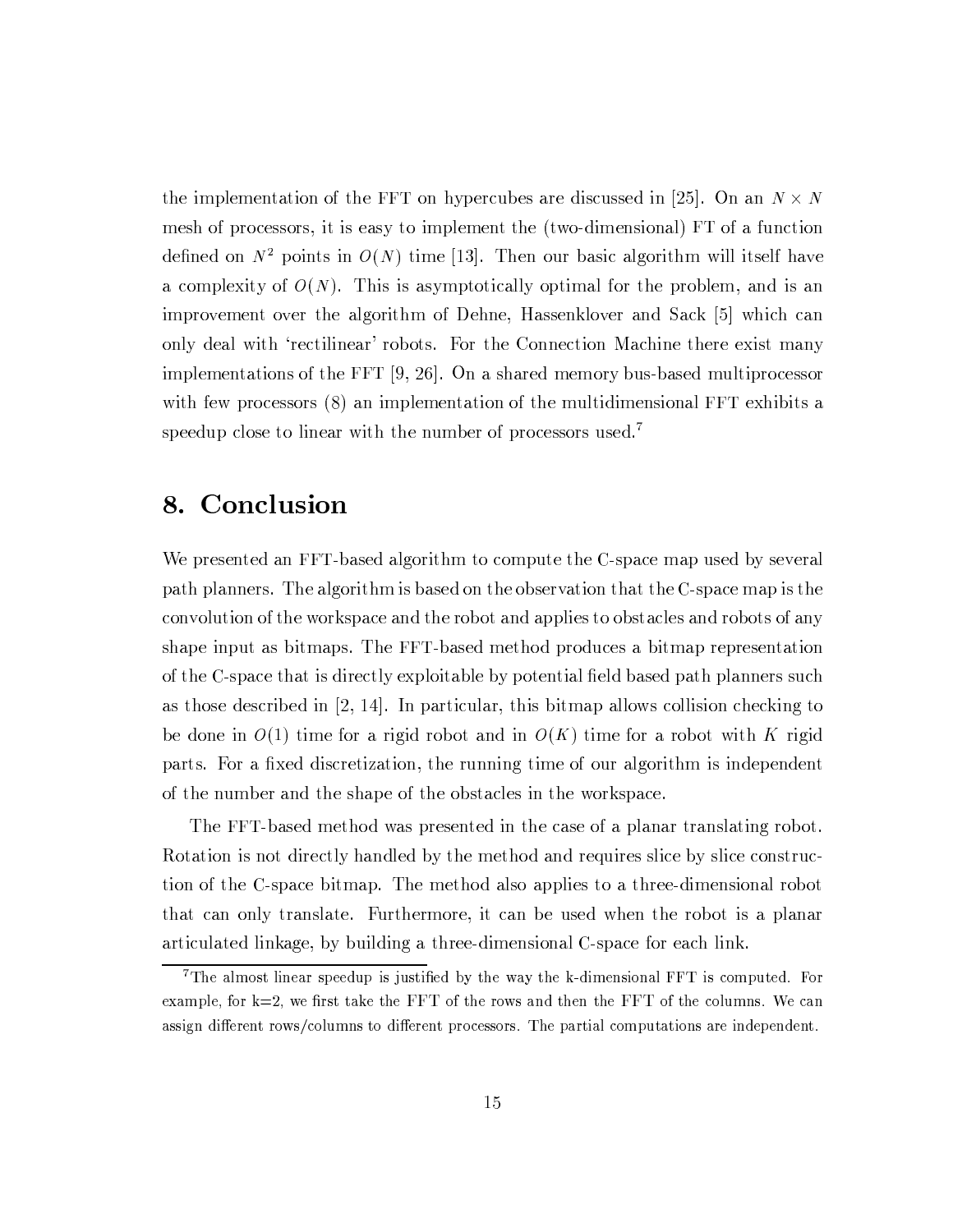the implementation of the FFT on hypercubes are discussed in [25]. On an $N \times N$ mesh of processors, it is easy to implement the (two-dimensional) FT of a function defined on $N^2$ points in $O(N)$ time [13]. Then our basic algorithm will itself have a complexity of $O(N)$. This is asymptotically optimal for the problem, and is an improvement over the algorithm of Dehne, Hassenklover and Sack [5] which can only deal with 'rectilinear' robots. For the Connection Machine there exist many implementations of the FFT [9, 26]. On a shared memory bus-based multiprocessor with few processors (8) an implementation of the multidimensional FFT exhibits a speedup close to linear with the number of processors used.[7]

# 8. Conclusion

We presented an FFT-based algorithm to compute the C-space map used by several path planners. The algorithm is based on the observation that the C-space map is the convolution of the workspace and the robot and applies to obstacles and robots of any shape input as bitmaps. The FFT-based method produces a bitmap representation of the C-space that is directly exploitable by potential field based path planners such as those described in [2, 14]. In particular, this bitmap allows collision checking to be done in $O(1)$ time for a rigid robot and in $O(K)$ time for a robot with $K$ rigid parts. For a fixed discretization, the running time of our algorithm is independent of the number and the shape of the obstacles in the workspace.

The FFT-based method was presented in the case of a planar translating robot. Rotation is not directly handled by the method and requires slice by slice construction of the C-space bitmap. The method also applies to a three-dimensional robot that can only translate. Furthermore, it can be used when the robot is a planar articulated linkage, by building a three-dimensional C-space for each link.

[7] The almost linear speedup is justified by the way the k-dimensional FFT is computed. For example, for k=2, we first take the FFT of the rows and then the FFT of the columns. We can assign different rows/columns to different processors. The partial computations are independent.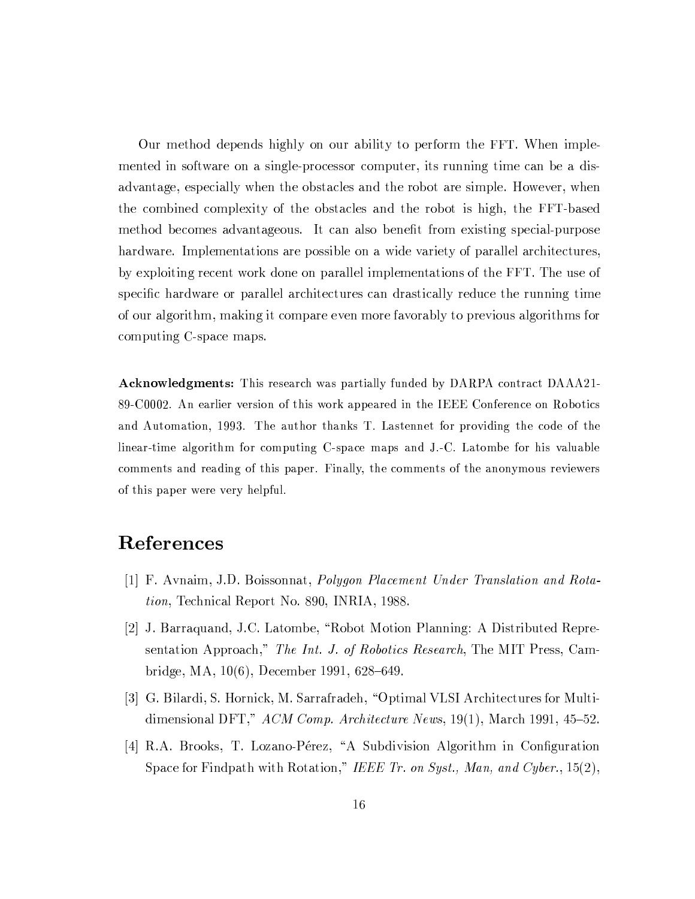Our method depends highly on our ability to perform the FFT. When implemented in software on a single-processor computer, its running time can be a disadvantage, especially when the obstacles and the robot are simple. However, when the combined complexity of the obstacles and the robot is high, the FFT-based method becomes advantageous. It can also benefit from existing special-purpose hardware. Implementations are possible on a wide variety of parallel architectures, by exploiting recent work done on parallel implementations of the FFT. The use of specific hardware or parallel architectures can drastically reduce the running time of our algorithm, making it compare even more favorably to previous algorithms for computing C-space maps.

**Acknowledgments:** This research was partially funded by DARPA contract DAAA21-89-C0002. An earlier version of this work appeared in the IEEE Conference on Robotics and Automation, 1993. The author thanks T. Lastennet for providing the code of the linear-time algorithm for computing C-space maps and J.-C. Latombe for his valuable comments and reading of this paper. Finally, the comments of the anonymous reviewers of this paper were very helpful.

# References

[1] F. Avnaim, J.D. Boissonnat, *Polygon Placement Under Translation and Rotation*, Technical Report No. 890, INRIA, 1988.

[2] J. Barraquand, J.C. Latombe, "Robot Motion Planning: A Distributed Representation Approach," *The Int. J. of Robotics Research*, The MIT Press, Cambridge, MA, 10(6), December 1991, 628–649.

[3] G. Bilardi, S. Hornick, M. Sarrafradeh, "Optimal VLSI Architectures for Multidimensional DFT," *ACM Comp. Architecture News*, 19(1), March 1991, 45–52.

[4] R.A. Brooks, T. Lozano-Pérez, "A Subdivision Algorithm in Configuration Space for Findpath with Rotation," *IEEE Tr. on Syst., Man, and Cyber.*, 15(2),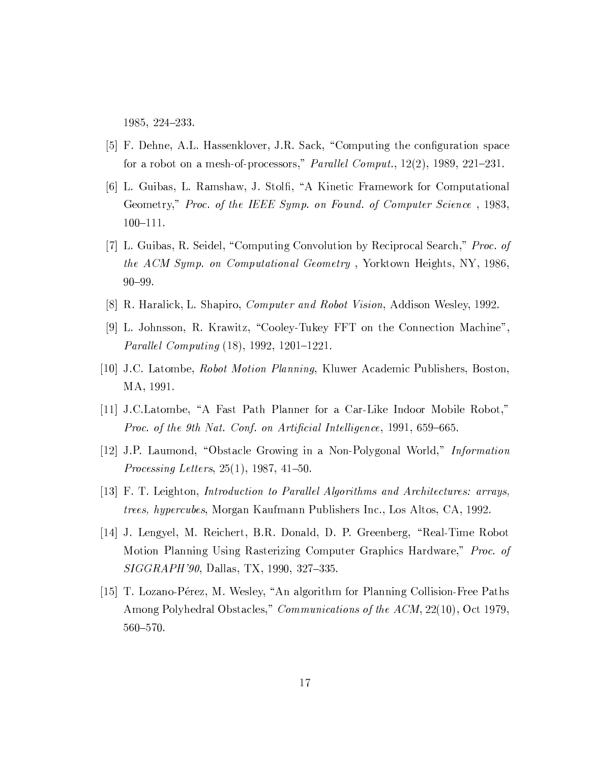1985, 224–233.

[5] F. Dehne, A.L. Hassenklover, J.R. Sack, "Computing the configuration space for a robot on a mesh-of-processors," *Parallel Comput.*, 12(2), 1989, 221–231.

[6] L. Guibas, L. Ramshaw, J. Stolfi, "A Kinetic Framework for Computational Geometry," *Proc. of the IEEE Symp. on Found. of Computer Science* , 1983, 100–111.

[7] L. Guibas, R. Seidel, "Computing Convolution by Reciprocal Search," *Proc. of the ACM Symp. on Computational Geometry* , Yorktown Heights, NY, 1986, 90–99.

[8] R. Haralick, L. Shapiro, *Computer and Robot Vision*, Addison Wesley, 1992.

[9] L. Johnsson, R. Krawitz, "Cooley-Tukey FFT on the Connection Machine", *Parallel Computing* (18), 1992, 1201–1221.

[10] J.C. Latombe, *Robot Motion Planning*, Kluwer Academic Publishers, Boston, MA, 1991.

[11] J.C.Latombe, "A Fast Path Planner for a Car-Like Indoor Mobile Robot," *Proc. of the 9th Nat. Conf. on Artificial Intelligence*, 1991, 659–665.

[12] J.P. Laumond, "Obstacle Growing in a Non-Polygonal World," *Information Processing Letters*, 25(1), 1987, 41–50.

[13] F. T. Leighton, *Introduction to Parallel Algorithms and Architectures: arrays, trees, hypercubes*, Morgan Kaufmann Publishers Inc., Los Altos, CA, 1992.

[14] J. Lengyel, M. Reichert, B.R. Donald, D. P. Greenberg, "Real-Time Robot Motion Planning Using Rasterizing Computer Graphics Hardware," *Proc. of SIGGRAPH'90*, Dallas, TX, 1990, 327–335.

[15] T. Lozano-Pérez, M. Wesley, "An algorithm for Planning Collision-Free Paths Among Polyhedral Obstacles," *Communications of the ACM*, 22(10), Oct 1979, 560–570.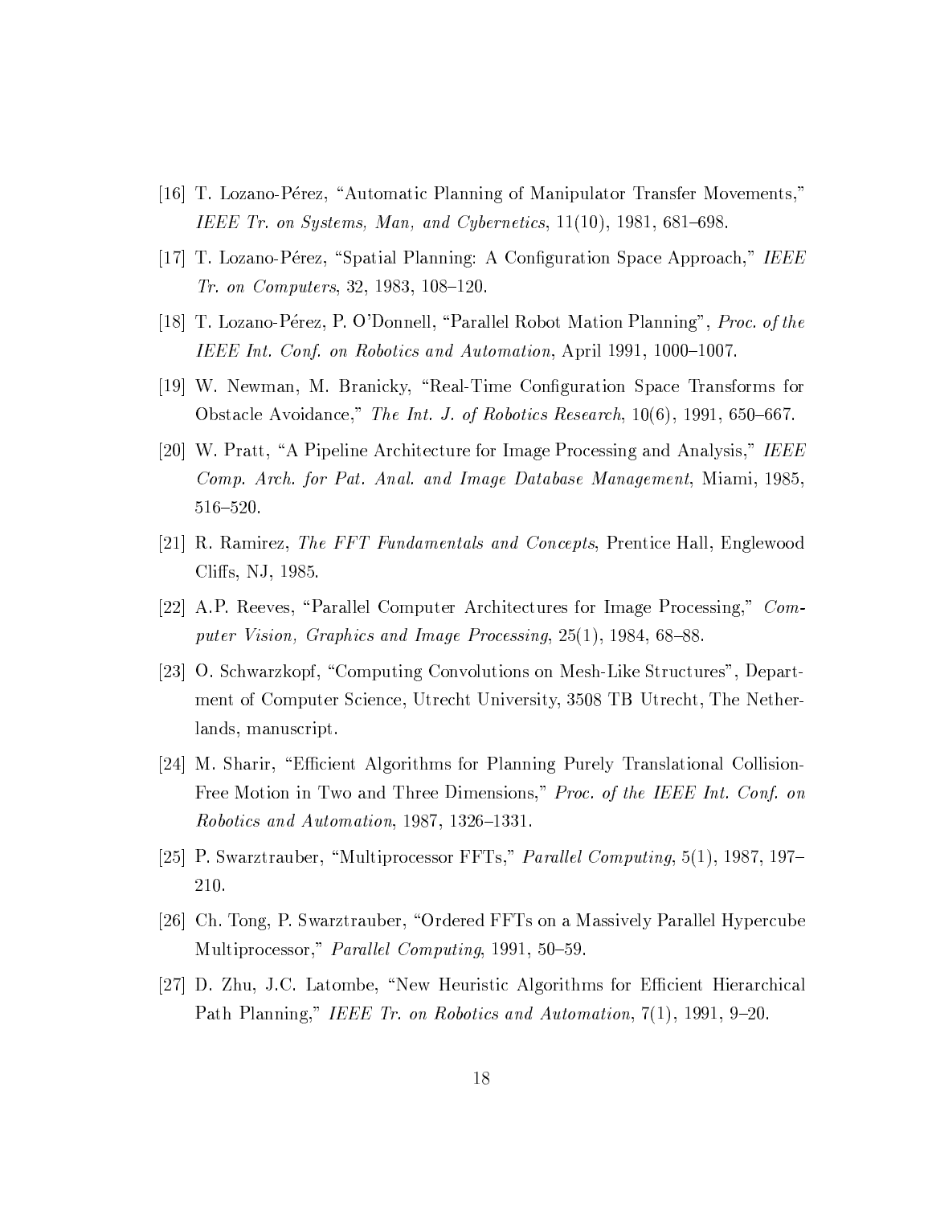[16] T. Lozano-Pérez, "Automatic Planning of Manipulator Transfer Movements," *IEEE Tr. on Systems, Man, and Cybernetics*, 11(10), 1981, 681–698.

[17] T. Lozano-Pérez, "Spatial Planning: A Configuration Space Approach," *IEEE Tr. on Computers*, 32, 1983, 108–120.

[18] T. Lozano-Pérez, P. O'Donnell, "Parallel Robot Mation Planning", *Proc. of the IEEE Int. Conf. on Robotics and Automation*, April 1991, 1000–1007.

[19] W. Newman, M. Branicky, "Real-Time Configuration Space Transforms for Obstacle Avoidance," *The Int. J. of Robotics Research*, 10(6), 1991, 650–667.

[20] W. Pratt, "A Pipeline Architecture for Image Processing and Analysis," *IEEE Comp. Arch. for Pat. Anal. and Image Database Management*, Miami, 1985, 516–520.

[21] R. Ramirez, *The FFT Fundamentals and Concepts*, Prentice Hall, Englewood Cliffs, NJ, 1985.

[22] A.P. Reeves, "Parallel Computer Architectures for Image Processing," *Computer Vision, Graphics and Image Processing*, 25(1), 1984, 68–88.

[23] O. Schwarzkopf, "Computing Convolutions on Mesh-Like Structures", Department of Computer Science, Utrecht University, 3508 TB Utrecht, The Netherlands, manuscript.

[24] M. Sharir, "Efficient Algorithms for Planning Purely Translational Collision-Free Motion in Two and Three Dimensions," *Proc. of the IEEE Int. Conf. on Robotics and Automation*, 1987, 1326–1331.

[25] P. Swarztrauber, "Multiprocessor FFTs," *Parallel Computing*, 5(1), 1987, 197–210.

[26] Ch. Tong, P. Swarztrauber, "Ordered FFTs on a Massively Parallel Hypercube Multiprocessor," *Parallel Computing*, 1991, 50–59.

[27] D. Zhu, J.C. Latombe, "New Heuristic Algorithms for Efficient Hierarchical Path Planning," *IEEE Tr. on Robotics and Automation*, 7(1), 1991, 9–20.